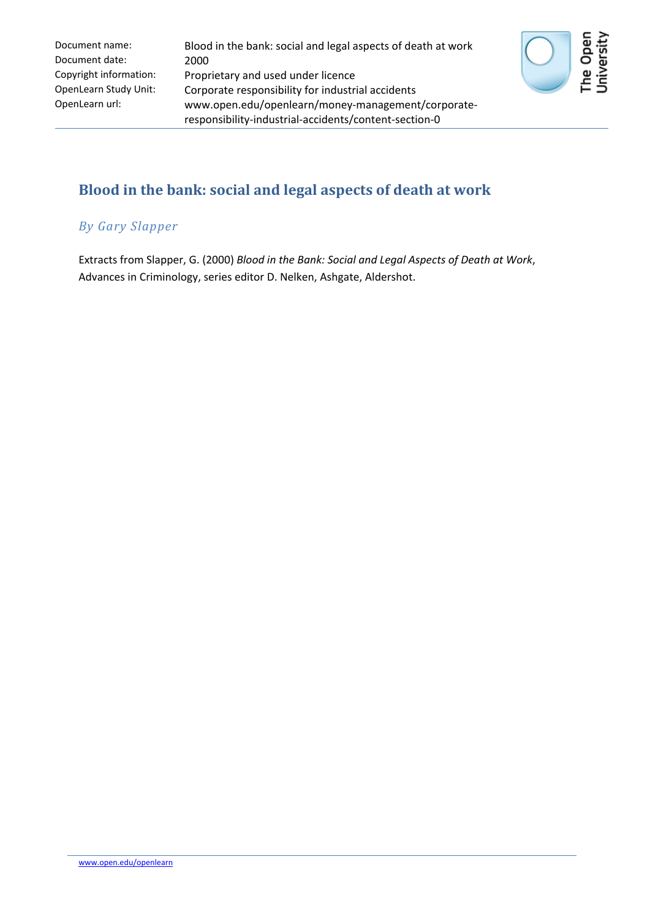| Document name: | Blood in the bank: social and legal aspects of death at work |
| --- | --- |
| Document date: | 2000 |
| Copyright information: | Proprietary and used under licence |
| OpenLearn Study Unit: | Corporate responsibility for industrial accidents |
| OpenLearn url: | www.open.edu/openlearn/money-management/corporate-responsibility-industrial-accidents/content-section-0 |

# Blood in the bank: social and legal aspects of death at work

*By Gary Slapper*

Extracts from Slapper, G. (2000) *Blood in the Bank: Social and Legal Aspects of Death at Work*, Advances in Criminology, series editor D. Nelken, Ashgate, Aldershot.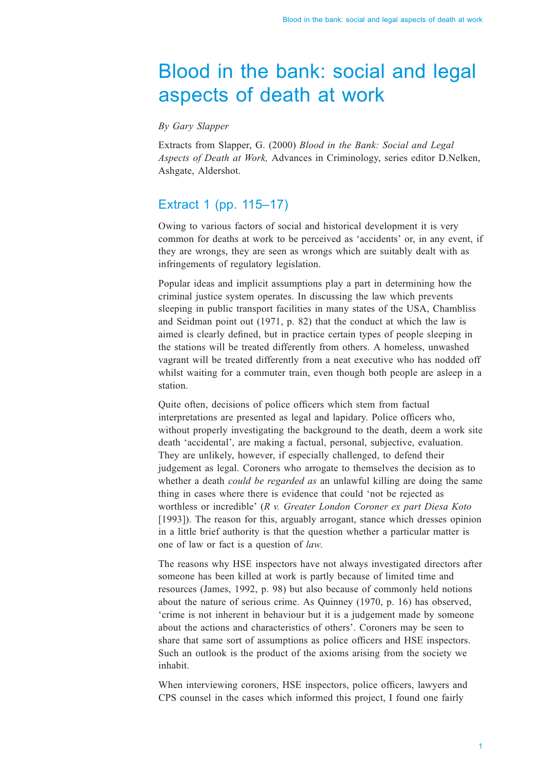# Blood in the bank: social and legal aspects of death at work

*By Gary Slapper*

Extracts from Slapper, G. (2000) *Blood in the Bank: Social and Legal Aspects of Death at Work,* Advances in Criminology, series editor D.Nelken, Ashgate, Aldershot.

## Extract 1 (pp. 115–17)

Owing to various factors of social and historical development it is very common for deaths at work to be perceived as 'accidents' or, in any event, if they are wrongs, they are seen as wrongs which are suitably dealt with as infringements of regulatory legislation.

Popular ideas and implicit assumptions play a part in determining how the criminal justice system operates. In discussing the law which prevents sleeping in public transport facilities in many states of the USA, Chambliss and Seidman point out (1971, p. 82) that the conduct at which the law is aimed is clearly defined, but in practice certain types of people sleeping in the stations will be treated differently from others. A homeless, unwashed vagrant will be treated differently from a neat executive who has nodded off whilst waiting for a commuter train, even though both people are asleep in a station.

Quite often, decisions of police officers which stem from factual interpretations are presented as legal and lapidary. Police officers who, without properly investigating the background to the death, deem a work site death 'accidental', are making a factual, personal, subjective, evaluation. They are unlikely, however, if especially challenged, to defend their judgement as legal. Coroners who arrogate to themselves the decision as to whether a death *could be regarded as* an unlawful killing are doing the same thing in cases where there is evidence that could 'not be rejected as worthless or incredible' (*R v. Greater London Coroner ex part Diesa Koto* [1993]). The reason for this, arguably arrogant, stance which dresses opinion in a little brief authority is that the question whether a particular matter is one of law or fact is a question of *law.*

The reasons why HSE inspectors have not always investigated directors after someone has been killed at work is partly because of limited time and resources (James, 1992, p. 98) but also because of commonly held notions about the nature of serious crime. As Quinney (1970, p. 16) has observed, 'crime is not inherent in behaviour but it is a judgement made by someone about the actions and characteristics of others'. Coroners may be seen to share that same sort of assumptions as police officers and HSE inspectors. Such an outlook is the product of the axioms arising from the society we inhabit.

When interviewing coroners, HSE inspectors, police officers, lawyers and CPS counsel in the cases which informed this project, I found one fairly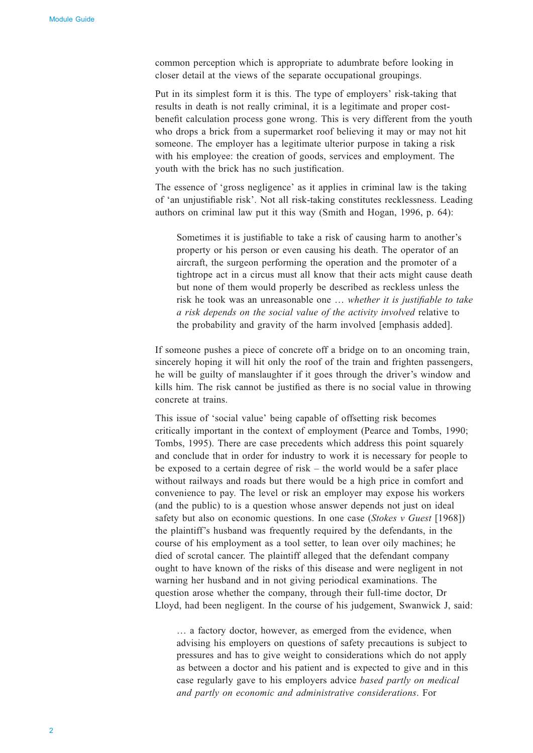common perception which is appropriate to adumbrate before looking in closer detail at the views of the separate occupational groupings.

Put in its simplest form it is this. The type of employers' risk-taking that results in death is not really criminal, it is a legitimate and proper cost-benefit calculation process gone wrong. This is very different from the youth who drops a brick from a supermarket roof believing it may or may not hit someone. The employer has a legitimate ulterior purpose in taking a risk with his employee: the creation of goods, services and employment. The youth with the brick has no such justification.

The essence of 'gross negligence' as it applies in criminal law is the taking of 'an unjustifiable risk'. Not all risk-taking constitutes recklessness. Leading authors on criminal law put it this way (Smith and Hogan, 1996, p. 64):

> Sometimes it is justifiable to take a risk of causing harm to another's property or his person or even causing his death. The operator of an aircraft, the surgeon performing the operation and the promoter of a tightrope act in a circus must all know that their acts might cause death but none of them would properly be described as reckless unless the risk he took was an unreasonable one … *whether it is justifiable to take a risk depends on the social value of the activity involved* relative to the probability and gravity of the harm involved [emphasis added].

If someone pushes a piece of concrete off a bridge on to an oncoming train, sincerely hoping it will hit only the roof of the train and frighten passengers, he will be guilty of manslaughter if it goes through the driver's window and kills him. The risk cannot be justified as there is no social value in throwing concrete at trains.

This issue of 'social value' being capable of offsetting risk becomes critically important in the context of employment (Pearce and Tombs, 1990; Tombs, 1995). There are case precedents which address this point squarely and conclude that in order for industry to work it is necessary for people to be exposed to a certain degree of risk – the world would be a safer place without railways and roads but there would be a high price in comfort and convenience to pay. The level or risk an employer may expose his workers (and the public) to is a question whose answer depends not just on ideal safety but also on economic questions. In one case (*Stokes v Guest* [1968]) the plaintiff's husband was frequently required by the defendants, in the course of his employment as a tool setter, to lean over oily machines; he died of scrotal cancer. The plaintiff alleged that the defendant company ought to have known of the risks of this disease and were negligent in not warning her husband and in not giving periodical examinations. The question arose whether the company, through their full-time doctor, Dr Lloyd, had been negligent. In the course of his judgement, Swanwick J, said:

> … a factory doctor, however, as emerged from the evidence, when advising his employers on questions of safety precautions is subject to pressures and has to give weight to considerations which do not apply as between a doctor and his patient and is expected to give and in this case regularly gave to his employers advice *based partly on medical and partly on economic and administrative considerations*. For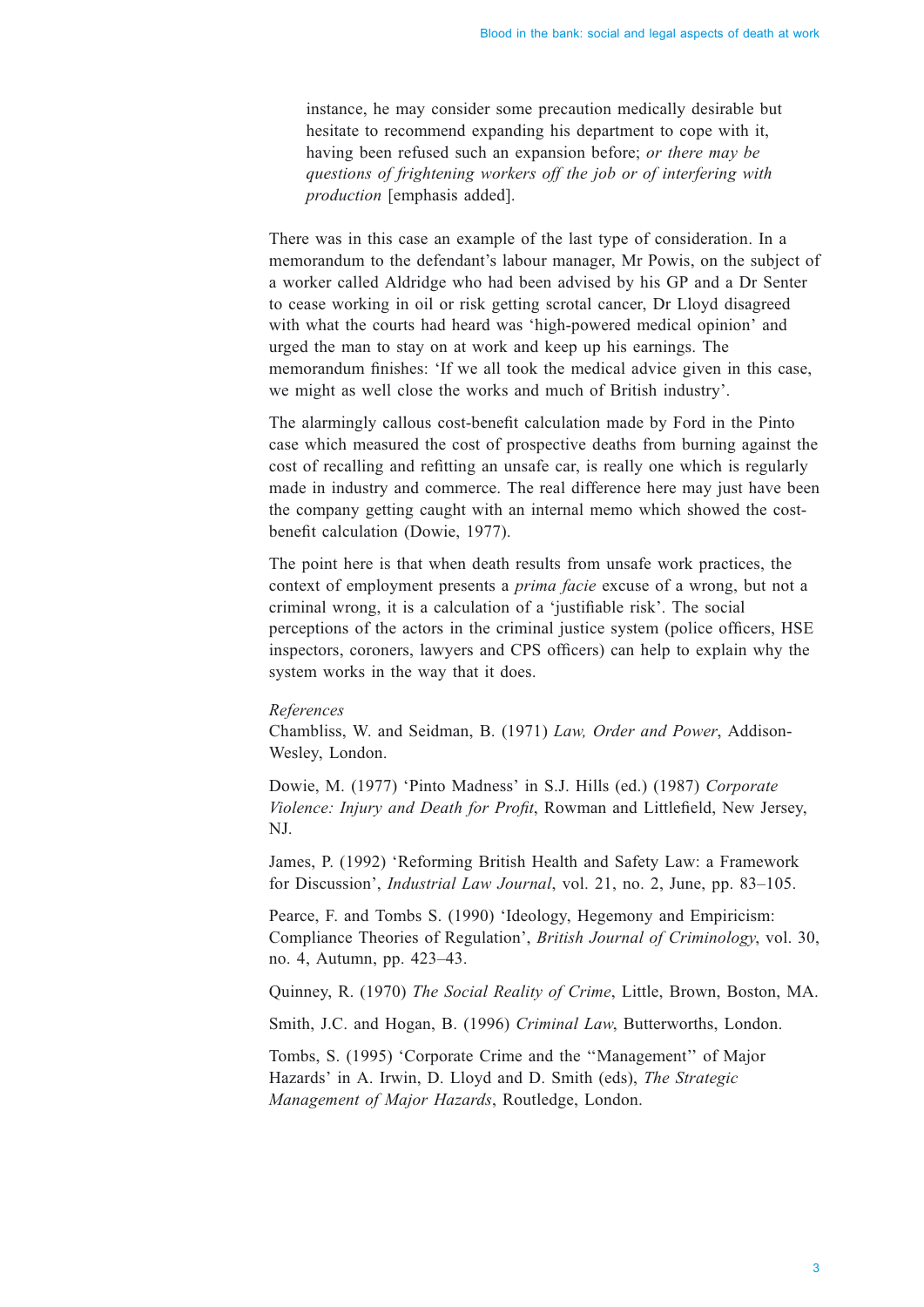> instance, he may consider some precaution medically desirable but hesitate to recommend expanding his department to cope with it, having been refused such an expansion before; *or there may be questions of frightening workers off the job or of interfering with production* [emphasis added].

There was in this case an example of the last type of consideration. In a memorandum to the defendant's labour manager, Mr Powis, on the subject of a worker called Aldridge who had been advised by his GP and a Dr Senter to cease working in oil or risk getting scrotal cancer, Dr Lloyd disagreed with what the courts had heard was 'high-powered medical opinion' and urged the man to stay on at work and keep up his earnings. The memorandum finishes: 'If we all took the medical advice given in this case, we might as well close the works and much of British industry'.

The alarmingly callous cost-benefit calculation made by Ford in the Pinto case which measured the cost of prospective deaths from burning against the cost of recalling and refitting an unsafe car, is really one which is regularly made in industry and commerce. The real difference here may just have been the company getting caught with an internal memo which showed the cost-benefit calculation (Dowie, 1977).

The point here is that when death results from unsafe work practices, the context of employment presents a *prima facie* excuse of a wrong, but not a criminal wrong, it is a calculation of a 'justifiable risk'. The social perceptions of the actors in the criminal justice system (police officers, HSE inspectors, coroners, lawyers and CPS officers) can help to explain why the system works in the way that it does.

*References*

Chambliss, W. and Seidman, B. (1971) *Law, Order and Power*, Addison-Wesley, London.

Dowie, M. (1977) 'Pinto Madness' in S.J. Hills (ed.) (1987) *Corporate Violence: Injury and Death for Profit*, Rowman and Littlefield, New Jersey, NJ.

James, P. (1992) 'Reforming British Health and Safety Law: a Framework for Discussion', *Industrial Law Journal*, vol. 21, no. 2, June, pp. 83–105.

Pearce, F. and Tombs S. (1990) 'Ideology, Hegemony and Empiricism: Compliance Theories of Regulation', *British Journal of Criminology*, vol. 30, no. 4, Autumn, pp. 423–43.

Quinney, R. (1970) *The Social Reality of Crime*, Little, Brown, Boston, MA.

Smith, J.C. and Hogan, B. (1996) *Criminal Law*, Butterworths, London.

Tombs, S. (1995) 'Corporate Crime and the "Management" of Major Hazards' in A. Irwin, D. Lloyd and D. Smith (eds), *The Strategic Management of Major Hazards*, Routledge, London.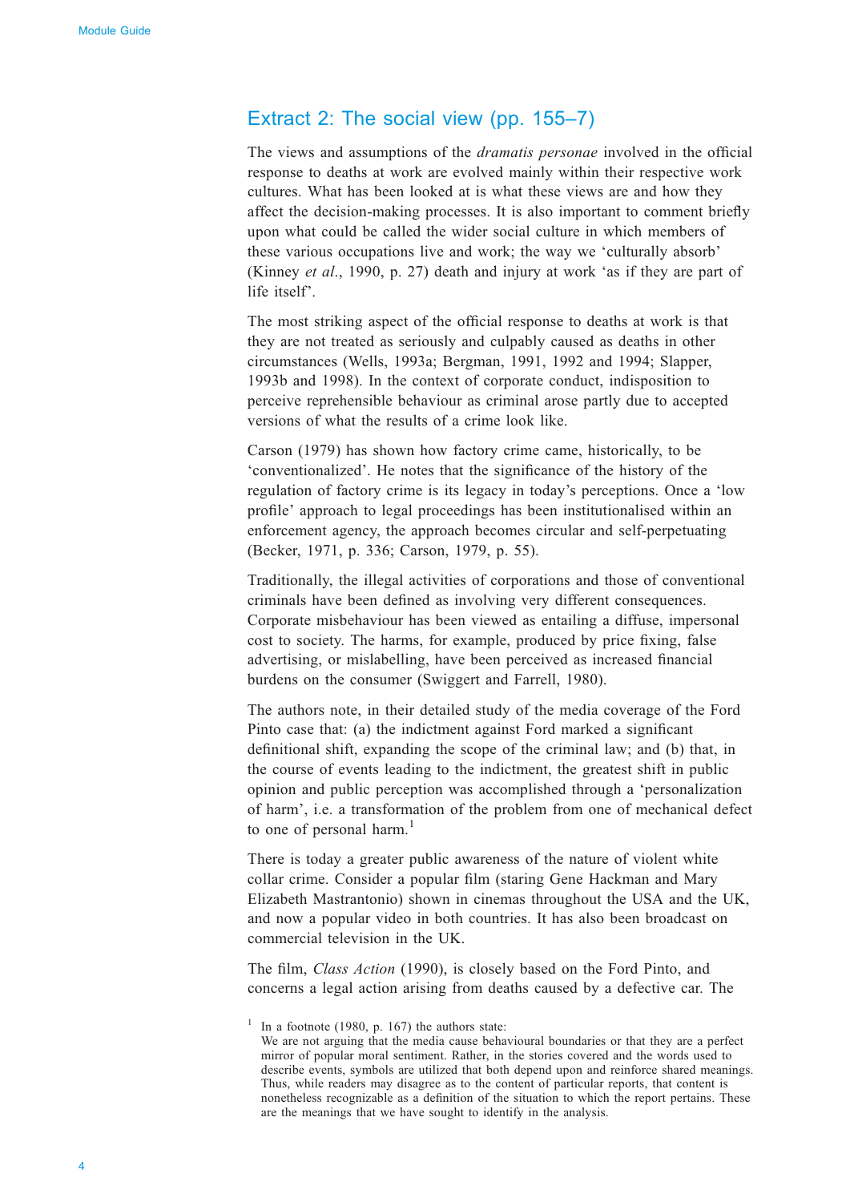## Extract 2: The social view (pp. 155–7)

The views and assumptions of the *dramatis personae* involved in the official response to deaths at work are evolved mainly within their respective work cultures. What has been looked at is what these views are and how they affect the decision-making processes. It is also important to comment briefly upon what could be called the wider social culture in which members of these various occupations live and work; the way we 'culturally absorb' (Kinney *et al*., 1990, p. 27) death and injury at work 'as if they are part of life itself'.

The most striking aspect of the official response to deaths at work is that they are not treated as seriously and culpably caused as deaths in other circumstances (Wells, 1993a; Bergman, 1991, 1992 and 1994; Slapper, 1993b and 1998). In the context of corporate conduct, indisposition to perceive reprehensible behaviour as criminal arose partly due to accepted versions of what the results of a crime look like.

Carson (1979) has shown how factory crime came, historically, to be 'conventionalized'. He notes that the significance of the history of the regulation of factory crime is its legacy in today's perceptions. Once a 'low profile' approach to legal proceedings has been institutionalised within an enforcement agency, the approach becomes circular and self-perpetuating (Becker, 1971, p. 336; Carson, 1979, p. 55).

Traditionally, the illegal activities of corporations and those of conventional criminals have been defined as involving very different consequences. Corporate misbehaviour has been viewed as entailing a diffuse, impersonal cost to society. The harms, for example, produced by price fixing, false advertising, or mislabelling, have been perceived as increased financial burdens on the consumer (Swiggert and Farrell, 1980).

The authors note, in their detailed study of the media coverage of the Ford Pinto case that: (a) the indictment against Ford marked a significant definitional shift, expanding the scope of the criminal law; and (b) that, in the course of events leading to the indictment, the greatest shift in public opinion and public perception was accomplished through a 'personalization of harm', i.e. a transformation of the problem from one of mechanical defect to one of personal harm.[1]

There is today a greater public awareness of the nature of violent white collar crime. Consider a popular film (staring Gene Hackman and Mary Elizabeth Mastrantonio) shown in cinemas throughout the USA and the UK, and now a popular video in both countries. It has also been broadcast on commercial television in the UK.

The film, *Class Action* (1990), is closely based on the Ford Pinto, and concerns a legal action arising from deaths caused by a defective car. The

[1] In a footnote (1980, p. 167) the authors state:
We are not arguing that the media cause behavioural boundaries or that they are a perfect mirror of popular moral sentiment. Rather, in the stories covered and the words used to describe events, symbols are utilized that both depend upon and reinforce shared meanings. Thus, while readers may disagree as to the content of particular reports, that content is nonetheless recognizable as a definition of the situation to which the report pertains. These are the meanings that we have sought to identify in the analysis.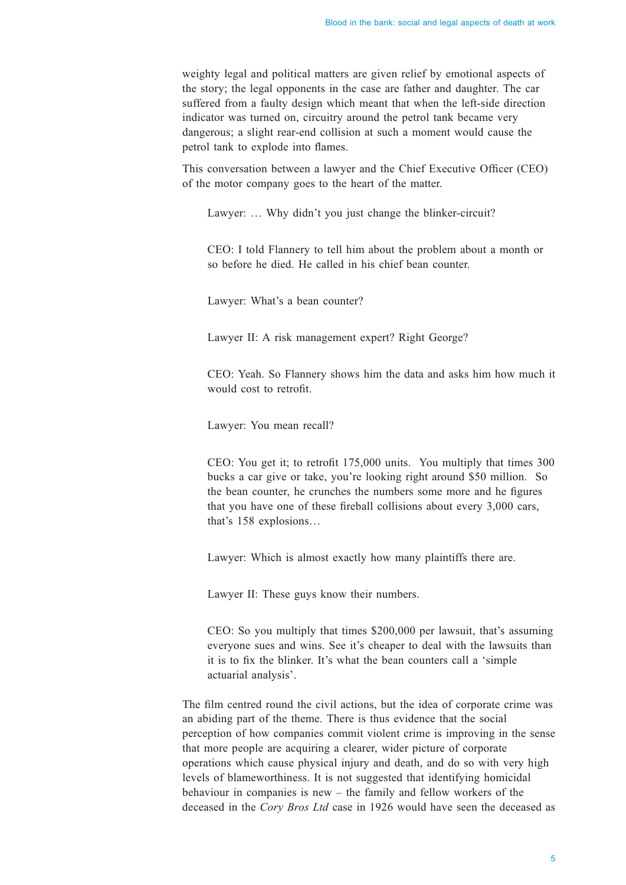weighty legal and political matters are given relief by emotional aspects of the story; the legal opponents in the case are father and daughter. The car suffered from a faulty design which meant that when the left-side direction indicator was turned on, circuitry around the petrol tank became very dangerous; a slight rear-end collision at such a moment would cause the petrol tank to explode into flames.

This conversation between a lawyer and the Chief Executive Officer (CEO) of the motor company goes to the heart of the matter.

> Lawyer: … Why didn't you just change the blinker-circuit?
>
> CEO: I told Flannery to tell him about the problem about a month or so before he died. He called in his chief bean counter.
>
> Lawyer: What's a bean counter?
>
> Lawyer II: A risk management expert? Right George?
>
> CEO: Yeah. So Flannery shows him the data and asks him how much it would cost to retrofit.
>
> Lawyer: You mean recall?
>
> CEO: You get it; to retrofit 175,000 units. You multiply that times 300 bucks a car give or take, you're looking right around $50 million. So the bean counter, he crunches the numbers some more and he figures that you have one of these fireball collisions about every 3,000 cars, that's 158 explosions…
>
> Lawyer: Which is almost exactly how many plaintiffs there are.
>
> Lawyer II: These guys know their numbers.
>
> CEO: So you multiply that times $200,000 per lawsuit, that's assuming everyone sues and wins. See it's cheaper to deal with the lawsuits than it is to fix the blinker. It's what the bean counters call a 'simple actuarial analysis'.

The film centred round the civil actions, but the idea of corporate crime was an abiding part of the theme. There is thus evidence that the social perception of how companies commit violent crime is improving in the sense that more people are acquiring a clearer, wider picture of corporate operations which cause physical injury and death, and do so with very high levels of blameworthiness. It is not suggested that identifying homicidal behaviour in companies is new – the family and fellow workers of the deceased in the *Cory Bros Ltd* case in 1926 would have seen the deceased as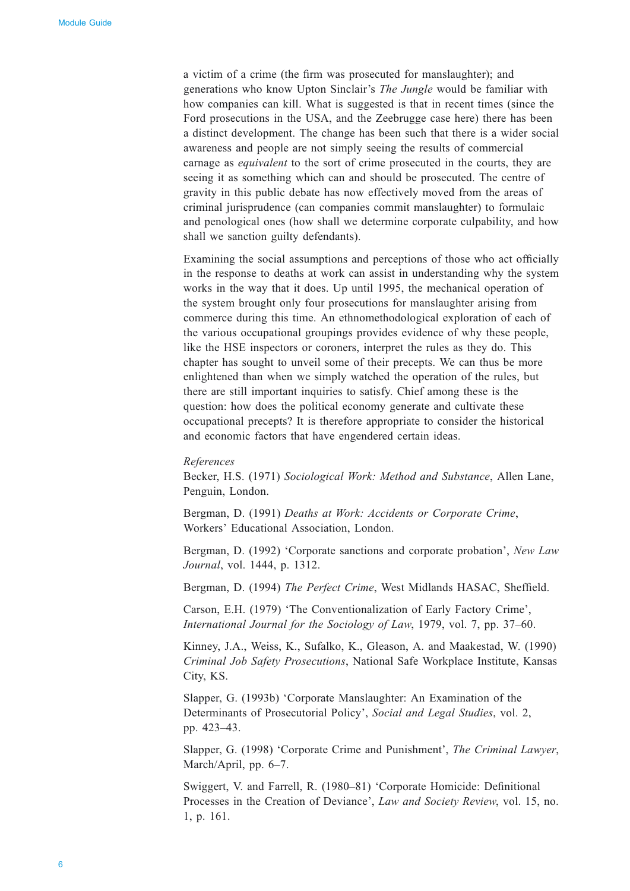a victim of a crime (the firm was prosecuted for manslaughter); and generations who know Upton Sinclair's *The Jungle* would be familiar with how companies can kill. What is suggested is that in recent times (since the Ford prosecutions in the USA, and the Zeebrugge case here) there has been a distinct development. The change has been such that there is a wider social awareness and people are not simply seeing the results of commercial carnage as *equivalent* to the sort of crime prosecuted in the courts, they are seeing it as something which can and should be prosecuted. The centre of gravity in this public debate has now effectively moved from the areas of criminal jurisprudence (can companies commit manslaughter) to formulaic and penological ones (how shall we determine corporate culpability, and how shall we sanction guilty defendants).

Examining the social assumptions and perceptions of those who act officially in the response to deaths at work can assist in understanding why the system works in the way that it does. Up until 1995, the mechanical operation of the system brought only four prosecutions for manslaughter arising from commerce during this time. An ethnomethodological exploration of each of the various occupational groupings provides evidence of why these people, like the HSE inspectors or coroners, interpret the rules as they do. This chapter has sought to unveil some of their precepts. We can thus be more enlightened than when we simply watched the operation of the rules, but there are still important inquiries to satisfy. Chief among these is the question: how does the political economy generate and cultivate these occupational precepts? It is therefore appropriate to consider the historical and economic factors that have engendered certain ideas.

*References*

Becker, H.S. (1971) *Sociological Work: Method and Substance*, Allen Lane, Penguin, London.

Bergman, D. (1991) *Deaths at Work: Accidents or Corporate Crime*, Workers' Educational Association, London.

Bergman, D. (1992) 'Corporate sanctions and corporate probation', *New Law Journal*, vol. 1444, p. 1312.

Bergman, D. (1994) *The Perfect Crime*, West Midlands HASAC, Sheffield.

Carson, E.H. (1979) 'The Conventionalization of Early Factory Crime', *International Journal for the Sociology of Law*, 1979, vol. 7, pp. 37–60.

Kinney, J.A., Weiss, K., Sufalko, K., Gleason, A. and Maakestad, W. (1990) *Criminal Job Safety Prosecutions*, National Safe Workplace Institute, Kansas City, KS.

Slapper, G. (1993b) 'Corporate Manslaughter: An Examination of the Determinants of Prosecutorial Policy', *Social and Legal Studies*, vol. 2, pp. 423–43.

Slapper, G. (1998) 'Corporate Crime and Punishment', *The Criminal Lawyer*, March/April, pp. 6–7.

Swiggert, V. and Farrell, R. (1980–81) 'Corporate Homicide: Definitional Processes in the Creation of Deviance', *Law and Society Review*, vol. 15, no. 1, p. 161.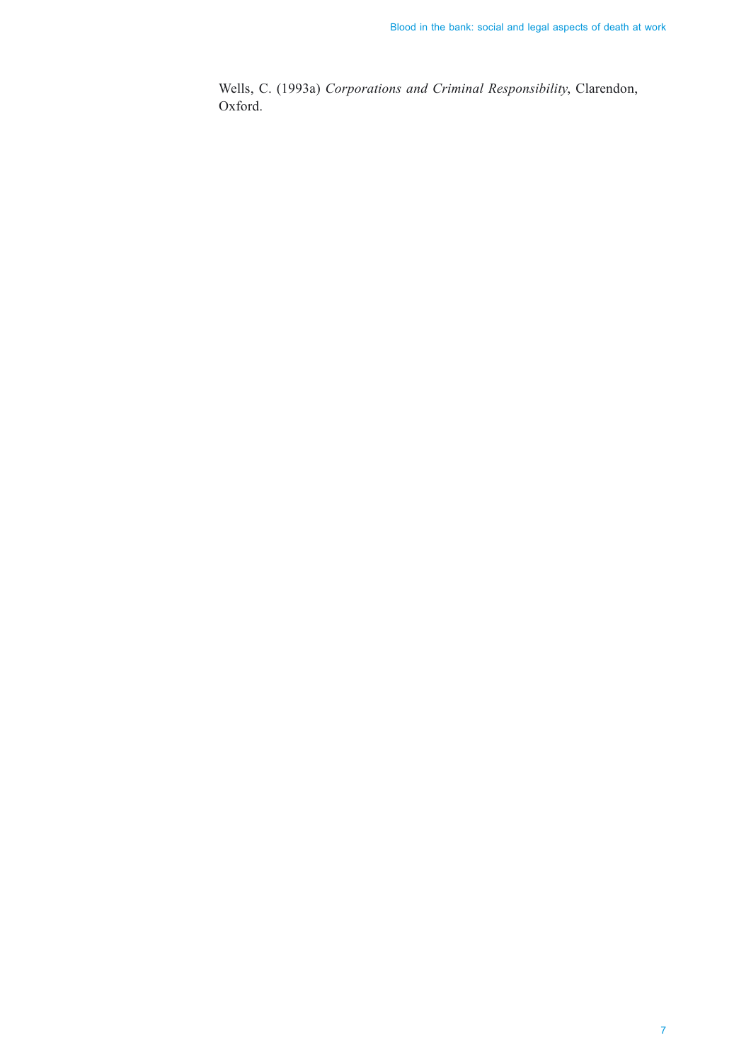Wells, C. (1993a) *Corporations and Criminal Responsibility*, Clarendon, Oxford.